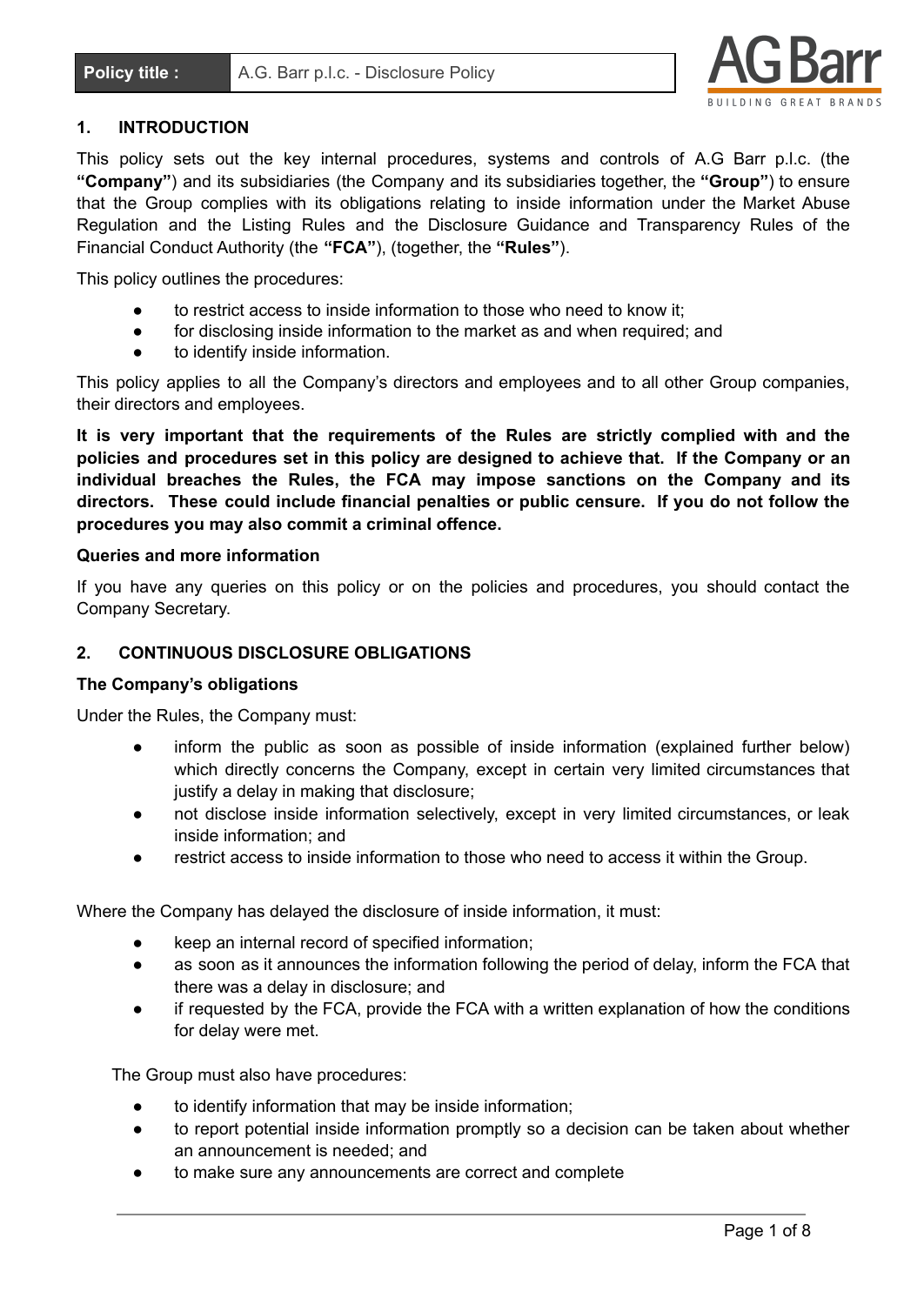| Policy title : | A.G. Barr p.l.c. - Disclosure Policy |
| --- | --- |

## 1. INTRODUCTION

This policy sets out the key internal procedures, systems and controls of A.G Barr p.l.c. (the **"Company"**) and its subsidiaries (the Company and its subsidiaries together, the **"Group"**) to ensure that the Group complies with its obligations relating to inside information under the Market Abuse Regulation and the Listing Rules and the Disclosure Guidance and Transparency Rules of the Financial Conduct Authority (the **"FCA"**), (together, the **"Rules"**).

This policy outlines the procedures:

- to restrict access to inside information to those who need to know it;
- for disclosing inside information to the market as and when required; and
- to identify inside information.

This policy applies to all the Company's directors and employees and to all other Group companies, their directors and employees.

**It is very important that the requirements of the Rules are strictly complied with and the policies and procedures set in this policy are designed to achieve that. If the Company or an individual breaches the Rules, the FCA may impose sanctions on the Company and its directors. These could include financial penalties or public censure. If you do not follow the procedures you may also commit a criminal offence.**

**Queries and more information**

If you have any queries on this policy or on the policies and procedures, you should contact the Company Secretary.

## 2. CONTINUOUS DISCLOSURE OBLIGATIONS

**The Company's obligations**

Under the Rules, the Company must:

- inform the public as soon as possible of inside information (explained further below) which directly concerns the Company, except in certain very limited circumstances that justify a delay in making that disclosure;
- not disclose inside information selectively, except in very limited circumstances, or leak inside information; and
- restrict access to inside information to those who need to access it within the Group.

Where the Company has delayed the disclosure of inside information, it must:

- keep an internal record of specified information;
- as soon as it announces the information following the period of delay, inform the FCA that there was a delay in disclosure; and
- if requested by the FCA, provide the FCA with a written explanation of how the conditions for delay were met.

The Group must also have procedures:

- to identify information that may be inside information;
- to report potential inside information promptly so a decision can be taken about whether an announcement is needed; and
- to make sure any announcements are correct and complete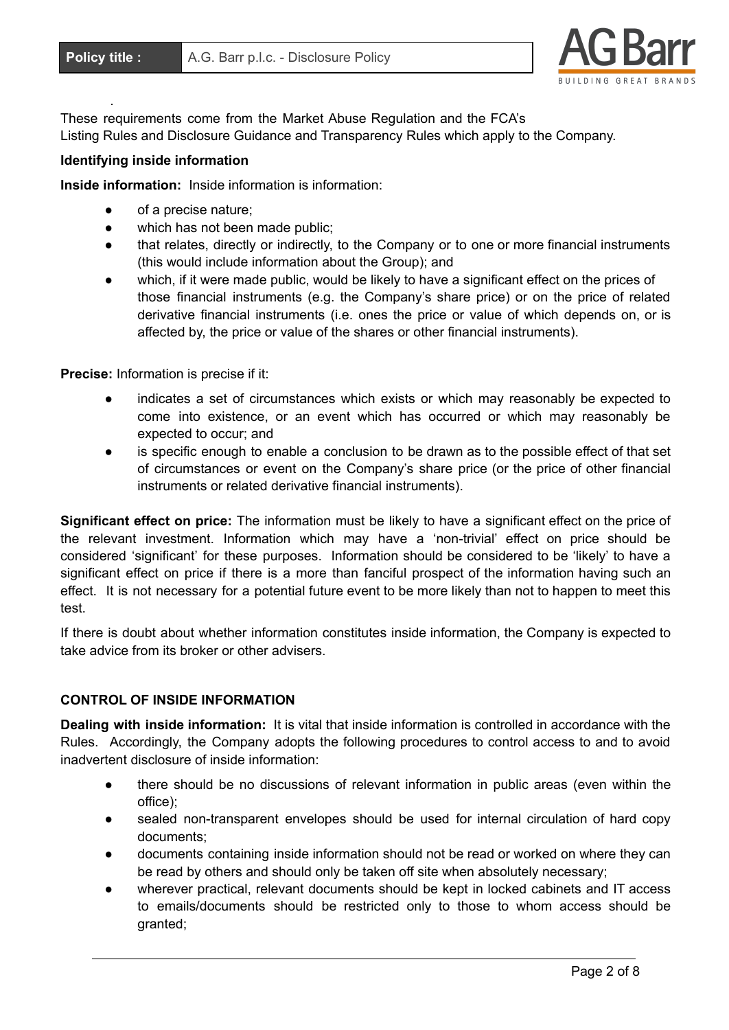These requirements come from the Market Abuse Regulation and the FCA's Listing Rules and Disclosure Guidance and Transparency Rules which apply to the Company.

**Identifying inside information**

**Inside information:** Inside information is information:

- of a precise nature;
- which has not been made public;
- that relates, directly or indirectly, to the Company or to one or more financial instruments (this would include information about the Group); and
- which, if it were made public, would be likely to have a significant effect on the prices of those financial instruments (e.g. the Company's share price) or on the price of related derivative financial instruments (i.e. ones the price or value of which depends on, or is affected by, the price or value of the shares or other financial instruments).

**Precise:** Information is precise if it:

- indicates a set of circumstances which exists or which may reasonably be expected to come into existence, or an event which has occurred or which may reasonably be expected to occur; and
- is specific enough to enable a conclusion to be drawn as to the possible effect of that set of circumstances or event on the Company's share price (or the price of other financial instruments or related derivative financial instruments).

**Significant effect on price:** The information must be likely to have a significant effect on the price of the relevant investment. Information which may have a 'non-trivial' effect on price should be considered 'significant' for these purposes. Information should be considered to be 'likely' to have a significant effect on price if there is a more than fanciful prospect of the information having such an effect. It is not necessary for a potential future event to be more likely than not to happen to meet this test.

If there is doubt about whether information constitutes inside information, the Company is expected to take advice from its broker or other advisers.

**CONTROL OF INSIDE INFORMATION**

**Dealing with inside information:** It is vital that inside information is controlled in accordance with the Rules. Accordingly, the Company adopts the following procedures to control access to and to avoid inadvertent disclosure of inside information:

- there should be no discussions of relevant information in public areas (even within the office);
- sealed non-transparent envelopes should be used for internal circulation of hard copy documents;
- documents containing inside information should not be read or worked on where they can be read by others and should only be taken off site when absolutely necessary;
- wherever practical, relevant documents should be kept in locked cabinets and IT access to emails/documents should be restricted only to those to whom access should be granted;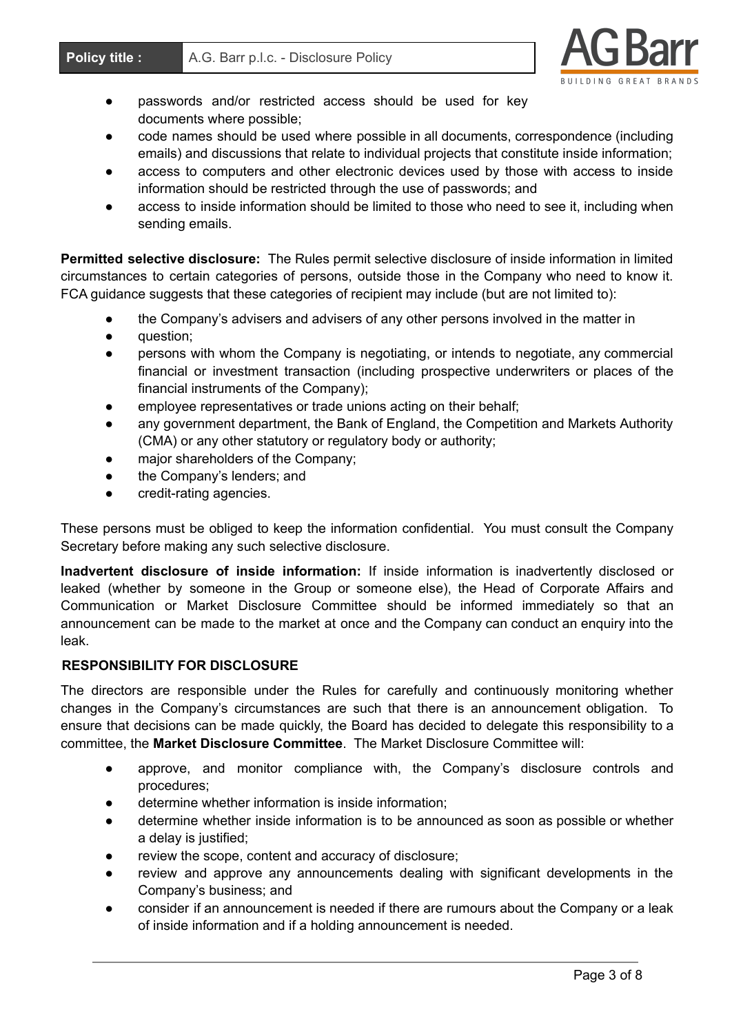- passwords and/or restricted access should be used for key documents where possible;
- code names should be used where possible in all documents, correspondence (including emails) and discussions that relate to individual projects that constitute inside information;
- access to computers and other electronic devices used by those with access to inside information should be restricted through the use of passwords; and
- access to inside information should be limited to those who need to see it, including when sending emails.

**Permitted selective disclosure:** The Rules permit selective disclosure of inside information in limited circumstances to certain categories of persons, outside those in the Company who need to know it. FCA guidance suggests that these categories of recipient may include (but are not limited to):

- the Company's advisers and advisers of any other persons involved in the matter in
- question;
- persons with whom the Company is negotiating, or intends to negotiate, any commercial financial or investment transaction (including prospective underwriters or places of the financial instruments of the Company);
- employee representatives or trade unions acting on their behalf;
- any government department, the Bank of England, the Competition and Markets Authority (CMA) or any other statutory or regulatory body or authority;
- major shareholders of the Company;
- the Company's lenders; and
- credit-rating agencies.

These persons must be obliged to keep the information confidential. You must consult the Company Secretary before making any such selective disclosure.

**Inadvertent disclosure of inside information:** If inside information is inadvertently disclosed or leaked (whether by someone in the Group or someone else), the Head of Corporate Affairs and Communication or Market Disclosure Committee should be informed immediately so that an announcement can be made to the market at once and the Company can conduct an enquiry into the leak.

## RESPONSIBILITY FOR DISCLOSURE

The directors are responsible under the Rules for carefully and continuously monitoring whether changes in the Company's circumstances are such that there is an announcement obligation. To ensure that decisions can be made quickly, the Board has decided to delegate this responsibility to a committee, the **Market Disclosure Committee**. The Market Disclosure Committee will:

- approve, and monitor compliance with, the Company's disclosure controls and procedures;
- determine whether information is inside information;
- determine whether inside information is to be announced as soon as possible or whether a delay is justified;
- review the scope, content and accuracy of disclosure;
- review and approve any announcements dealing with significant developments in the Company's business; and
- consider if an announcement is needed if there are rumours about the Company or a leak of inside information and if a holding announcement is needed.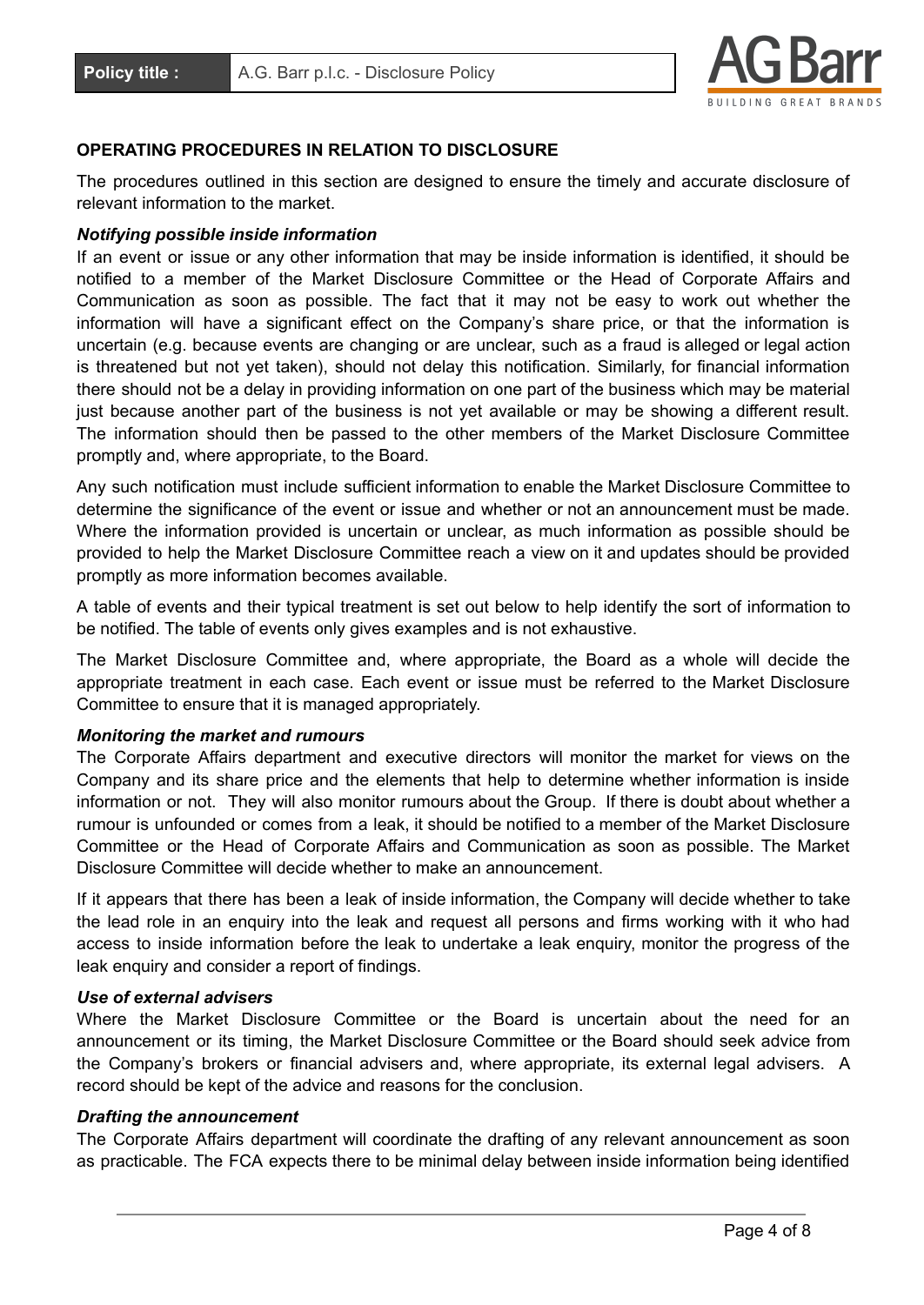## OPERATING PROCEDURES IN RELATION TO DISCLOSURE

The procedures outlined in this section are designed to ensure the timely and accurate disclosure of relevant information to the market.

***Notifying possible inside information***

If an event or issue or any other information that may be inside information is identified, it should be notified to a member of the Market Disclosure Committee or the Head of Corporate Affairs and Communication as soon as possible. The fact that it may not be easy to work out whether the information will have a significant effect on the Company's share price, or that the information is uncertain (e.g. because events are changing or are unclear, such as a fraud is alleged or legal action is threatened but not yet taken), should not delay this notification. Similarly, for financial information there should not be a delay in providing information on one part of the business which may be material just because another part of the business is not yet available or may be showing a different result. The information should then be passed to the other members of the Market Disclosure Committee promptly and, where appropriate, to the Board.

Any such notification must include sufficient information to enable the Market Disclosure Committee to determine the significance of the event or issue and whether or not an announcement must be made. Where the information provided is uncertain or unclear, as much information as possible should be provided to help the Market Disclosure Committee reach a view on it and updates should be provided promptly as more information becomes available.

A table of events and their typical treatment is set out below to help identify the sort of information to be notified. The table of events only gives examples and is not exhaustive.

The Market Disclosure Committee and, where appropriate, the Board as a whole will decide the appropriate treatment in each case. Each event or issue must be referred to the Market Disclosure Committee to ensure that it is managed appropriately.

***Monitoring the market and rumours***

The Corporate Affairs department and executive directors will monitor the market for views on the Company and its share price and the elements that help to determine whether information is inside information or not. They will also monitor rumours about the Group. If there is doubt about whether a rumour is unfounded or comes from a leak, it should be notified to a member of the Market Disclosure Committee or the Head of Corporate Affairs and Communication as soon as possible. The Market Disclosure Committee will decide whether to make an announcement.

If it appears that there has been a leak of inside information, the Company will decide whether to take the lead role in an enquiry into the leak and request all persons and firms working with it who had access to inside information before the leak to undertake a leak enquiry, monitor the progress of the leak enquiry and consider a report of findings.

***Use of external advisers***

Where the Market Disclosure Committee or the Board is uncertain about the need for an announcement or its timing, the Market Disclosure Committee or the Board should seek advice from the Company's brokers or financial advisers and, where appropriate, its external legal advisers. A record should be kept of the advice and reasons for the conclusion.

***Drafting the announcement***

The Corporate Affairs department will coordinate the drafting of any relevant announcement as soon as practicable. The FCA expects there to be minimal delay between inside information being identified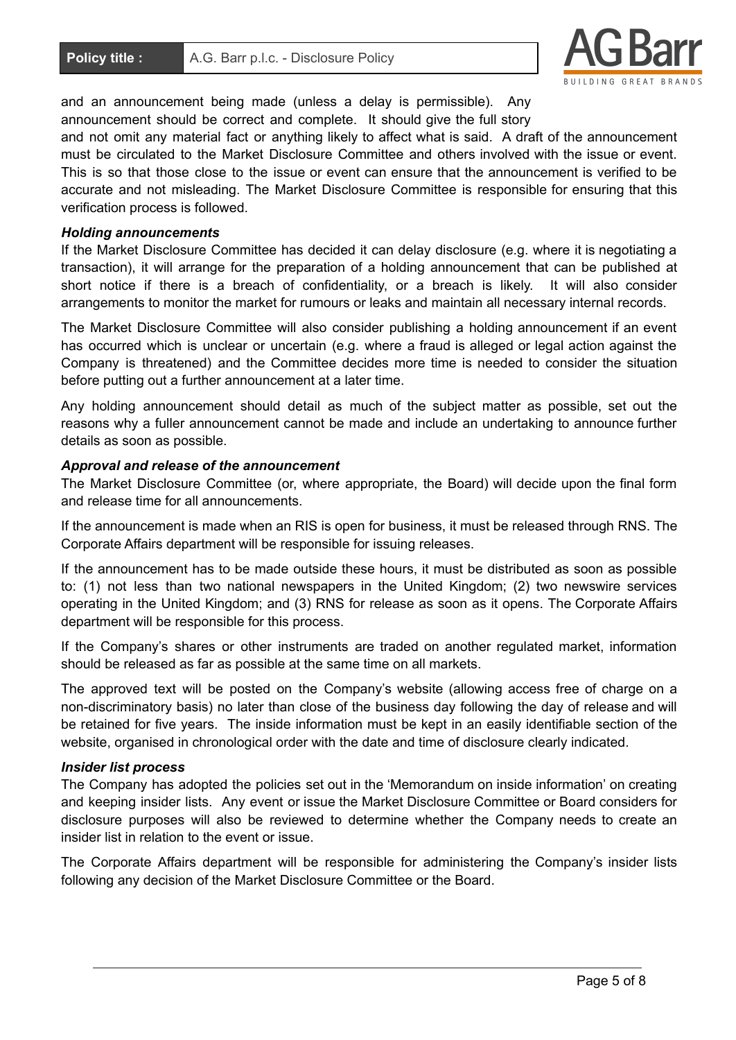and an announcement being made (unless a delay is permissible). Any announcement should be correct and complete. It should give the full story and not omit any material fact or anything likely to affect what is said. A draft of the announcement must be circulated to the Market Disclosure Committee and others involved with the issue or event. This is so that those close to the issue or event can ensure that the announcement is verified to be accurate and not misleading. The Market Disclosure Committee is responsible for ensuring that this verification process is followed.

***Holding announcements***

If the Market Disclosure Committee has decided it can delay disclosure (e.g. where it is negotiating a transaction), it will arrange for the preparation of a holding announcement that can be published at short notice if there is a breach of confidentiality, or a breach is likely. It will also consider arrangements to monitor the market for rumours or leaks and maintain all necessary internal records.

The Market Disclosure Committee will also consider publishing a holding announcement if an event has occurred which is unclear or uncertain (e.g. where a fraud is alleged or legal action against the Company is threatened) and the Committee decides more time is needed to consider the situation before putting out a further announcement at a later time.

Any holding announcement should detail as much of the subject matter as possible, set out the reasons why a fuller announcement cannot be made and include an undertaking to announce further details as soon as possible.

***Approval and release of the announcement***

The Market Disclosure Committee (or, where appropriate, the Board) will decide upon the final form and release time for all announcements.

If the announcement is made when an RIS is open for business, it must be released through RNS. The Corporate Affairs department will be responsible for issuing releases.

If the announcement has to be made outside these hours, it must be distributed as soon as possible to: (1) not less than two national newspapers in the United Kingdom; (2) two newswire services operating in the United Kingdom; and (3) RNS for release as soon as it opens. The Corporate Affairs department will be responsible for this process.

If the Company's shares or other instruments are traded on another regulated market, information should be released as far as possible at the same time on all markets.

The approved text will be posted on the Company's website (allowing access free of charge on a non-discriminatory basis) no later than close of the business day following the day of release and will be retained for five years. The inside information must be kept in an easily identifiable section of the website, organised in chronological order with the date and time of disclosure clearly indicated.

***Insider list process***

The Company has adopted the policies set out in the 'Memorandum on inside information' on creating and keeping insider lists. Any event or issue the Market Disclosure Committee or Board considers for disclosure purposes will also be reviewed to determine whether the Company needs to create an insider list in relation to the event or issue.

The Corporate Affairs department will be responsible for administering the Company's insider lists following any decision of the Market Disclosure Committee or the Board.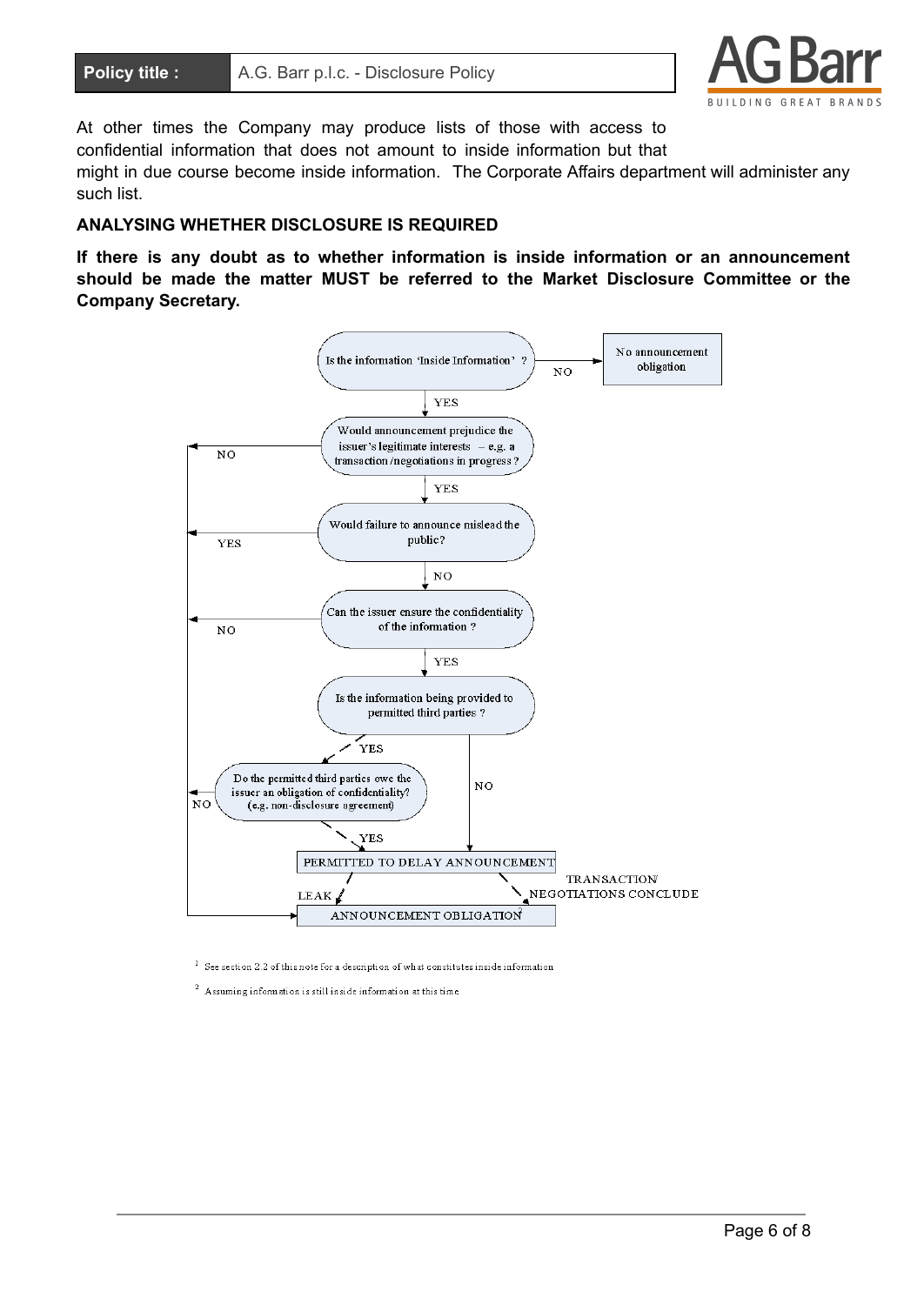At other times the Company may produce lists of those with access to confidential information that does not amount to inside information but that might in due course become inside information. The Corporate Affairs department will administer any such list.

## ANALYSING WHETHER DISCLOSURE IS REQUIRED

**If there is any doubt as to whether information is inside information or an announcement should be made the matter MUST be referred to the Market Disclosure Committee or the Company Secretary.**

- Is the information 'Inside Information'[1] ?
  - NO → No announcement obligation
  - YES → Would announcement prejudice the issuer's legitimate interests – e.g. a transaction/negotiations in progress?
    - NO → ANNOUNCEMENT OBLIGATION[2]
    - YES → Would failure to announce mislead the public?
      - YES → ANNOUNCEMENT OBLIGATION[2]
      - NO → Can the issuer ensure the confidentiality of the information ?
        - NO → ANNOUNCEMENT OBLIGATION[2]
        - YES → Is the information being provided to permitted third parties ?
          - NO → PERMITTED TO DELAY ANNOUNCEMENT
          - YES → Do the permitted third parties owe the issuer an obligation of confidentiality? (e.g. non-disclosure agreement)
            - NO → ANNOUNCEMENT OBLIGATION[2]
            - YES → PERMITTED TO DELAY ANNOUNCEMENT

- PERMITTED TO DELAY ANNOUNCEMENT
  - LEAK → ANNOUNCEMENT OBLIGATION[2]
  - TRANSACTION NEGOTIATIONS CONCLUDE → ANNOUNCEMENT OBLIGATION[2]

[1] See section 2.2 of this note for a description of what constitutes inside information

[2] Assuming information is still inside information at this time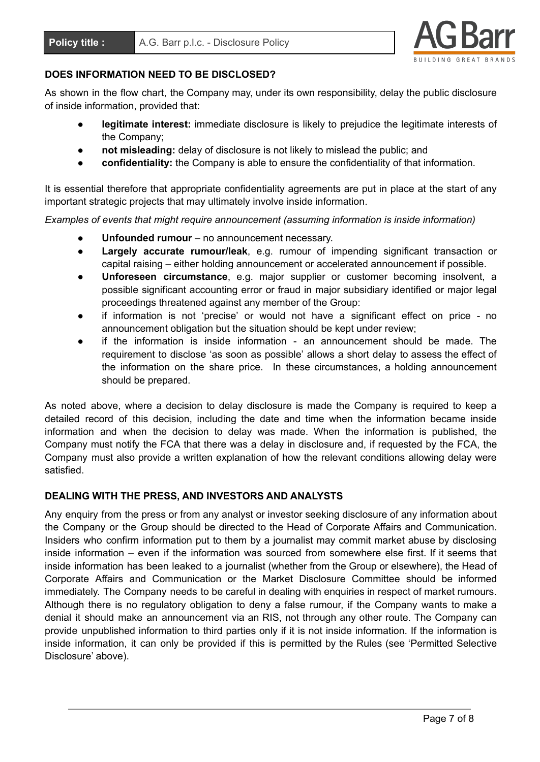## DOES INFORMATION NEED TO BE DISCLOSED?

As shown in the flow chart, the Company may, under its own responsibility, delay the public disclosure of inside information, provided that:

- **legitimate interest:** immediate disclosure is likely to prejudice the legitimate interests of the Company;
- **not misleading:** delay of disclosure is not likely to mislead the public; and
- **confidentiality:** the Company is able to ensure the confidentiality of that information.

It is essential therefore that appropriate confidentiality agreements are put in place at the start of any important strategic projects that may ultimately involve inside information.

*Examples of events that might require announcement (assuming information is inside information)*

- **Unfounded rumour** – no announcement necessary.
- **Largely accurate rumour/leak**, e.g. rumour of impending significant transaction or capital raising – either holding announcement or accelerated announcement if possible.
- **Unforeseen circumstance**, e.g. major supplier or customer becoming insolvent, a possible significant accounting error or fraud in major subsidiary identified or major legal proceedings threatened against any member of the Group:
- if information is not 'precise' or would not have a significant effect on price - no announcement obligation but the situation should be kept under review;
- if the information is inside information - an announcement should be made. The requirement to disclose 'as soon as possible' allows a short delay to assess the effect of the information on the share price. In these circumstances, a holding announcement should be prepared.

As noted above, where a decision to delay disclosure is made the Company is required to keep a detailed record of this decision, including the date and time when the information became inside information and when the decision to delay was made. When the information is published, the Company must notify the FCA that there was a delay in disclosure and, if requested by the FCA, the Company must also provide a written explanation of how the relevant conditions allowing delay were satisfied.

## DEALING WITH THE PRESS, AND INVESTORS AND ANALYSTS

Any enquiry from the press or from any analyst or investor seeking disclosure of any information about the Company or the Group should be directed to the Head of Corporate Affairs and Communication. Insiders who confirm information put to them by a journalist may commit market abuse by disclosing inside information – even if the information was sourced from somewhere else first. If it seems that inside information has been leaked to a journalist (whether from the Group or elsewhere), the Head of Corporate Affairs and Communication or the Market Disclosure Committee should be informed immediately. The Company needs to be careful in dealing with enquiries in respect of market rumours. Although there is no regulatory obligation to deny a false rumour, if the Company wants to make a denial it should make an announcement via an RIS, not through any other route. The Company can provide unpublished information to third parties only if it is not inside information. If the information is inside information, it can only be provided if this is permitted by the Rules (see 'Permitted Selective Disclosure' above).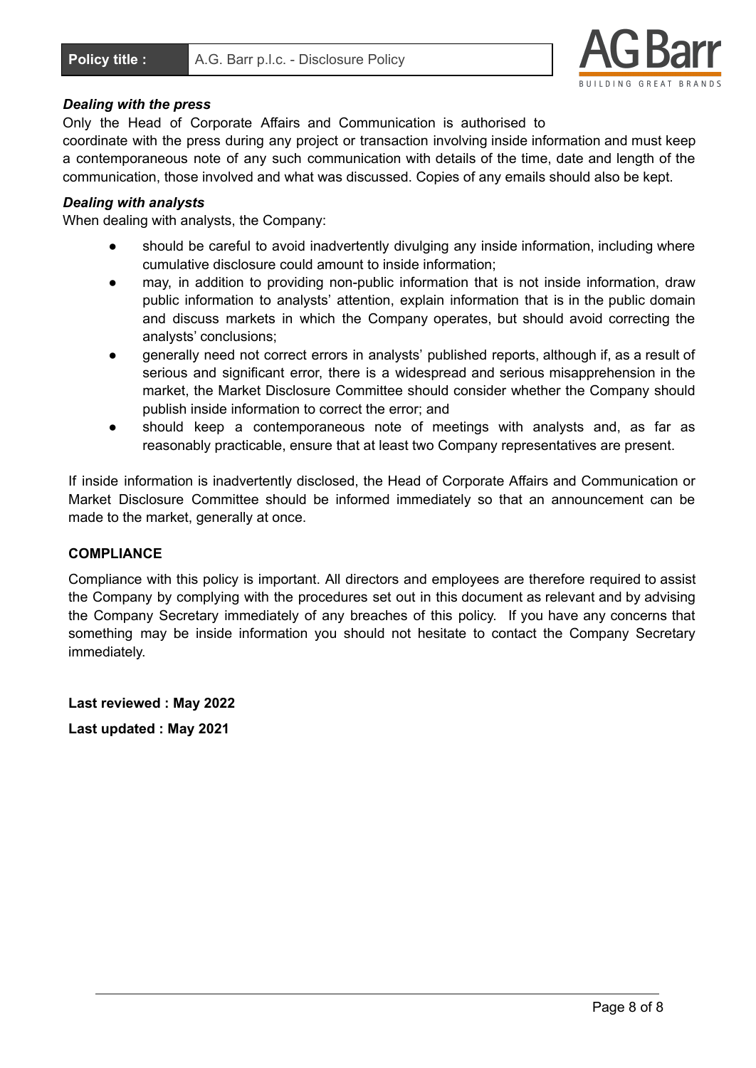***Dealing with the press***

Only the Head of Corporate Affairs and Communication is authorised to coordinate with the press during any project or transaction involving inside information and must keep a contemporaneous note of any such communication with details of the time, date and length of the communication, those involved and what was discussed. Copies of any emails should also be kept.

***Dealing with analysts***

When dealing with analysts, the Company:

- should be careful to avoid inadvertently divulging any inside information, including where cumulative disclosure could amount to inside information;
- may, in addition to providing non-public information that is not inside information, draw public information to analysts' attention, explain information that is in the public domain and discuss markets in which the Company operates, but should avoid correcting the analysts' conclusions;
- generally need not correct errors in analysts' published reports, although if, as a result of serious and significant error, there is a widespread and serious misapprehension in the market, the Market Disclosure Committee should consider whether the Company should publish inside information to correct the error; and
- should keep a contemporaneous note of meetings with analysts and, as far as reasonably practicable, ensure that at least two Company representatives are present.

If inside information is inadvertently disclosed, the Head of Corporate Affairs and Communication or Market Disclosure Committee should be informed immediately so that an announcement can be made to the market, generally at once.

## COMPLIANCE

Compliance with this policy is important. All directors and employees are therefore required to assist the Company by complying with the procedures set out in this document as relevant and by advising the Company Secretary immediately of any breaches of this policy. If you have any concerns that something may be inside information you should not hesitate to contact the Company Secretary immediately.

**Last reviewed : May 2022**

**Last updated : May 2021**